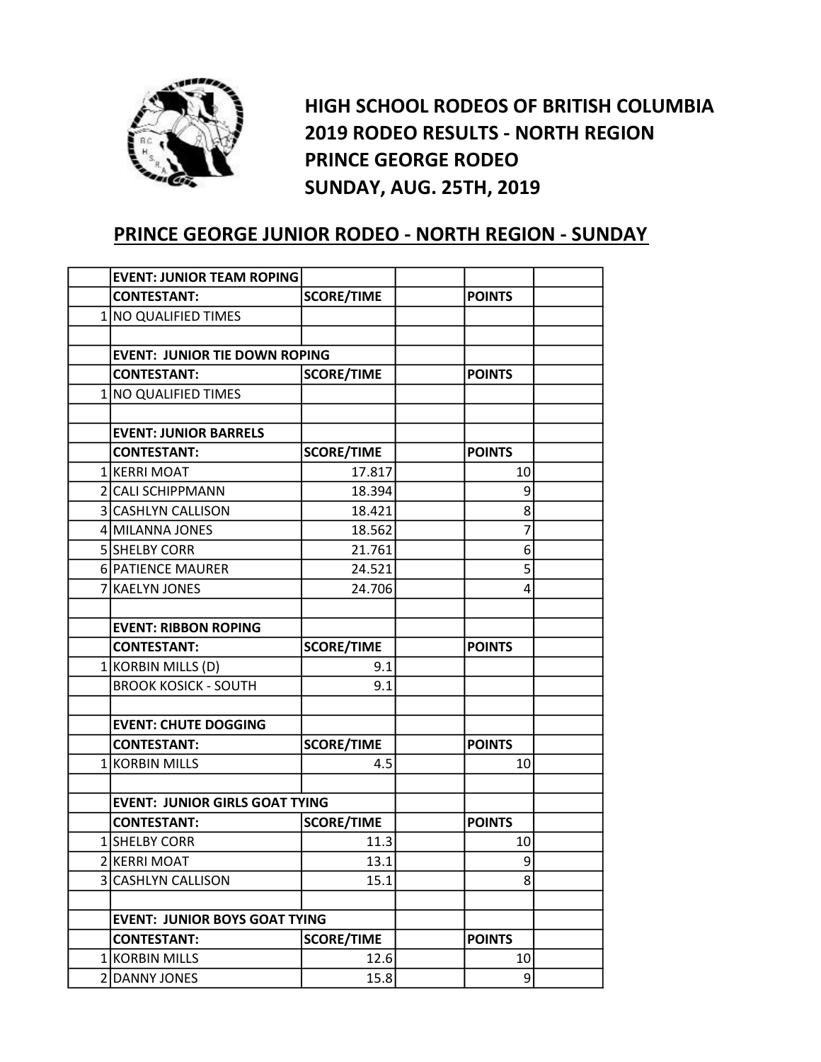# HIGH SCHOOL RODEOS OF BRITISH COLUMBIA
# 2019 RODEO RESULTS - NORTH REGION
# PRINCE GEORGE RODEO
# SUNDAY, AUG. 25TH, 2019

## PRINCE GEORGE JUNIOR RODEO - NORTH REGION - SUNDAY

| | EVENT: JUNIOR TEAM ROPING | | | | |
|---|---|---|---|---|---|
| | CONTESTANT: | SCORE/TIME | | POINTS | |
| 1 | NO QUALIFIED TIMES | | | | |
| | | | | | |
| | EVENT: JUNIOR TIE DOWN ROPING | | | | |
| | CONTESTANT: | SCORE/TIME | | POINTS | |
| 1 | NO QUALIFIED TIMES | | | | |
| | | | | | |
| | EVENT: JUNIOR BARRELS | | | | |
| | CONTESTANT: | SCORE/TIME | | POINTS | |
| 1 | KERRI MOAT | 17.817 | | 10 | |
| 2 | CALI SCHIPPMANN | 18.394 | | 9 | |
| 3 | CASHLYN CALLISON | 18.421 | | 8 | |
| 4 | MILANNA JONES | 18.562 | | 7 | |
| 5 | SHELBY CORR | 21.761 | | 6 | |
| 6 | PATIENCE MAURER | 24.521 | | 5 | |
| 7 | KAELYN JONES | 24.706 | | 4 | |
| | | | | | |
| | EVENT: RIBBON ROPING | | | | |
| | CONTESTANT: | SCORE/TIME | | POINTS | |
| 1 | KORBIN MILLS (D) | 9.1 | | | |
| | BROOK KOSICK - SOUTH | 9.1 | | | |
| | | | | | |
| | EVENT: CHUTE DOGGING | | | | |
| | CONTESTANT: | SCORE/TIME | | POINTS | |
| 1 | KORBIN MILLS | 4.5 | | 10 | |
| | | | | | |
| | EVENT: JUNIOR GIRLS GOAT TYING | | | | |
| | CONTESTANT: | SCORE/TIME | | POINTS | |
| 1 | SHELBY CORR | 11.3 | | 10 | |
| 2 | KERRI MOAT | 13.1 | | 9 | |
| 3 | CASHLYN CALLISON | 15.1 | | 8 | |
| | | | | | |
| | EVENT: JUNIOR BOYS GOAT TYING | | | | |
| | CONTESTANT: | SCORE/TIME | | POINTS | |
| 1 | KORBIN MILLS | 12.6 | | 10 | |
| 2 | DANNY JONES | 15.8 | | 9 | |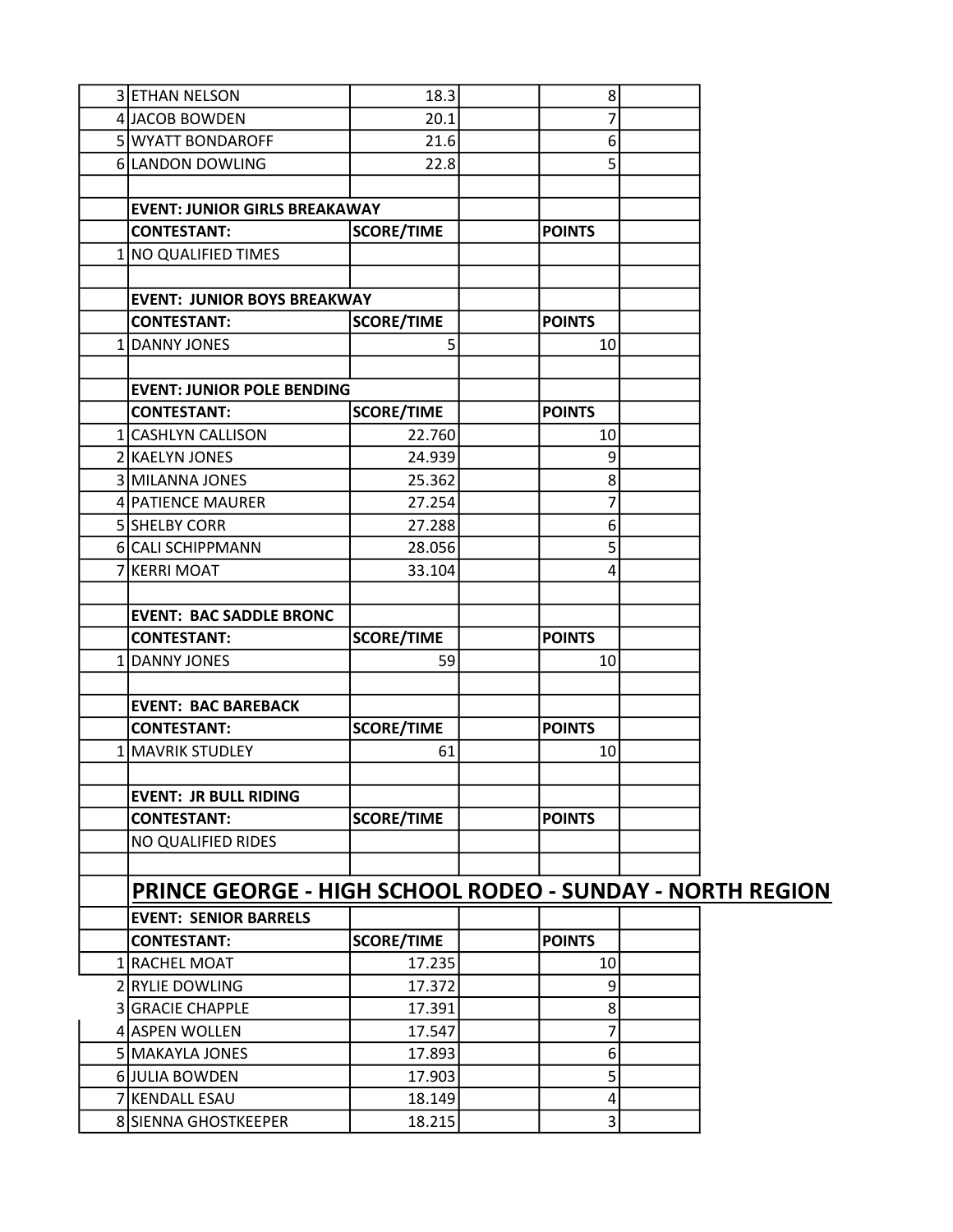| | | | | | |
|---|---|---|---|---|---|
| 3 | ETHAN NELSON | 18.3 | | 8 | |
| 4 | JACOB BOWDEN | 20.1 | | 7 | |
| 5 | WYATT BONDAROFF | 21.6 | | 6 | |
| 6 | LANDON DOWLING | 22.8 | | 5 | |
| | | | | | |
| | **EVENT: JUNIOR GIRLS BREAKAWAY** | | | | |
| | **CONTESTANT:** | **SCORE/TIME** | | **POINTS** | |
| 1 | NO QUALIFIED TIMES | | | | |
| | | | | | |
| | **EVENT: JUNIOR BOYS BREAKWAY** | | | | |
| | **CONTESTANT:** | **SCORE/TIME** | | **POINTS** | |
| 1 | DANNY JONES | 5 | | 10 | |
| | | | | | |
| | **EVENT: JUNIOR POLE BENDING** | | | | |
| | **CONTESTANT:** | **SCORE/TIME** | | **POINTS** | |
| 1 | CASHLYN CALLISON | 22.760 | | 10 | |
| 2 | KAELYN JONES | 24.939 | | 9 | |
| 3 | MILANNA JONES | 25.362 | | 8 | |
| 4 | PATIENCE MAURER | 27.254 | | 7 | |
| 5 | SHELBY CORR | 27.288 | | 6 | |
| 6 | CALI SCHIPPMANN | 28.056 | | 5 | |
| 7 | KERRI MOAT | 33.104 | | 4 | |
| | | | | | |
| | **EVENT: BAC SADDLE BRONC** | | | | |
| | **CONTESTANT:** | **SCORE/TIME** | | **POINTS** | |
| 1 | DANNY JONES | 59 | | 10 | |
| | | | | | |
| | **EVENT: BAC BAREBACK** | | | | |
| | **CONTESTANT:** | **SCORE/TIME** | | **POINTS** | |
| 1 | MAVRIK STUDLEY | 61 | | 10 | |
| | | | | | |
| | **EVENT: JR BULL RIDING** | | | | |
| | **CONTESTANT:** | **SCORE/TIME** | | **POINTS** | |
| | NO QUALIFIED RIDES | | | | |

## PRINCE GEORGE - HIGH SCHOOL RODEO - SUNDAY - NORTH REGION

| | | | | | |
|---|---|---|---|---|---|
| | **EVENT: SENIOR BARRELS** | | | | |
| | **CONTESTANT:** | **SCORE/TIME** | | **POINTS** | |
| 1 | RACHEL MOAT | 17.235 | | 10 | |
| 2 | RYLIE DOWLING | 17.372 | | 9 | |
| 3 | GRACIE CHAPPLE | 17.391 | | 8 | |
| 4 | ASPEN WOLLEN | 17.547 | | 7 | |
| 5 | MAKAYLA JONES | 17.893 | | 6 | |
| 6 | JULIA BOWDEN | 17.903 | | 5 | |
| 7 | KENDALL ESAU | 18.149 | | 4 | |
| 8 | SIENNA GHOSTKEEPER | 18.215 | | 3 | |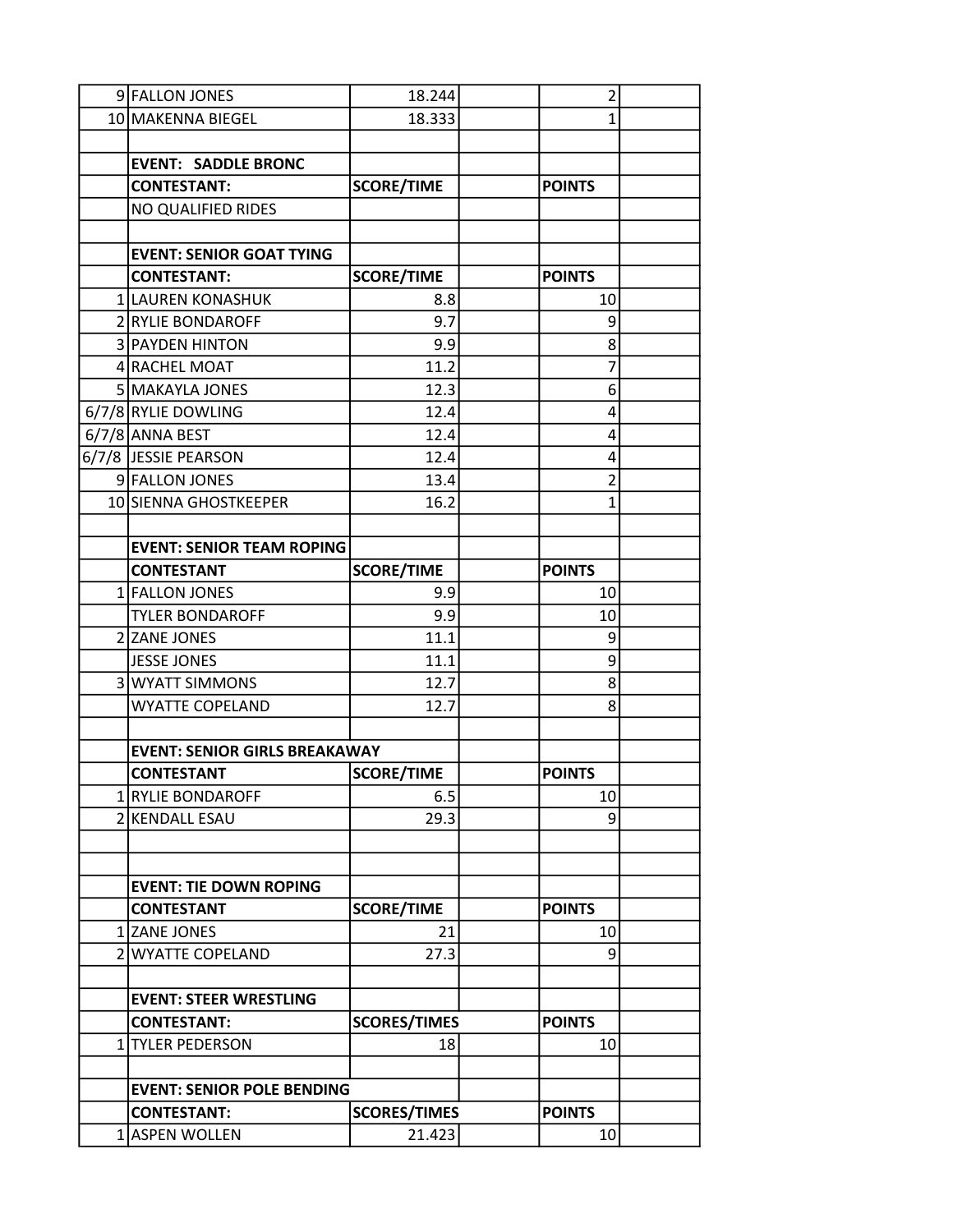| | | | | | |
|---|---|---|---|---|---|
| 9 | FALLON JONES | 18.244 | | 2 | |
| 10 | MAKENNA BIEGEL | 18.333 | | 1 | |
| | | | | | |
| | **EVENT: SADDLE BRONC** | | | | |
| | **CONTESTANT:** | **SCORE/TIME** | | **POINTS** | |
| | NO QUALIFIED RIDES | | | | |
| | | | | | |
| | **EVENT: SENIOR GOAT TYING** | | | | |
| | **CONTESTANT:** | **SCORE/TIME** | | **POINTS** | |
| 1 | LAUREN KONASHUK | 8.8 | | 10 | |
| 2 | RYLIE BONDAROFF | 9.7 | | 9 | |
| 3 | PAYDEN HINTON | 9.9 | | 8 | |
| 4 | RACHEL MOAT | 11.2 | | 7 | |
| 5 | MAKAYLA JONES | 12.3 | | 6 | |
| 6/7/8 | RYLIE DOWLING | 12.4 | | 4 | |
| 6/7/8 | ANNA BEST | 12.4 | | 4 | |
| 6/7/8 | JESSIE PEARSON | 12.4 | | 4 | |
| 9 | FALLON JONES | 13.4 | | 2 | |
| 10 | SIENNA GHOSTKEEPER | 16.2 | | 1 | |
| | | | | | |
| | **EVENT: SENIOR TEAM ROPING** | | | | |
| | **CONTESTANT** | **SCORE/TIME** | | **POINTS** | |
| 1 | FALLON JONES | 9.9 | | 10 | |
| | TYLER BONDAROFF | 9.9 | | 10 | |
| 2 | ZANE JONES | 11.1 | | 9 | |
| | JESSE JONES | 11.1 | | 9 | |
| 3 | WYATT SIMMONS | 12.7 | | 8 | |
| | WYATTE COPELAND | 12.7 | | 8 | |
| | | | | | |
| | **EVENT: SENIOR GIRLS BREAKAWAY** | | | | |
| | **CONTESTANT** | **SCORE/TIME** | | **POINTS** | |
| 1 | RYLIE BONDAROFF | 6.5 | | 10 | |
| 2 | KENDALL ESAU | 29.3 | | 9 | |
| | | | | | |
| | | | | | |
| | **EVENT: TIE DOWN ROPING** | | | | |
| | **CONTESTANT** | **SCORE/TIME** | | **POINTS** | |
| 1 | ZANE JONES | 21 | | 10 | |
| 2 | WYATTE COPELAND | 27.3 | | 9 | |
| | | | | | |
| | **EVENT: STEER WRESTLING** | | | | |
| | **CONTESTANT:** | **SCORES/TIMES** | | **POINTS** | |
| 1 | TYLER PEDERSON | 18 | | 10 | |
| | | | | | |
| | **EVENT: SENIOR POLE BENDING** | | | | |
| | **CONTESTANT:** | **SCORES/TIMES** | | **POINTS** | |
| 1 | ASPEN WOLLEN | 21.423 | | 10 | |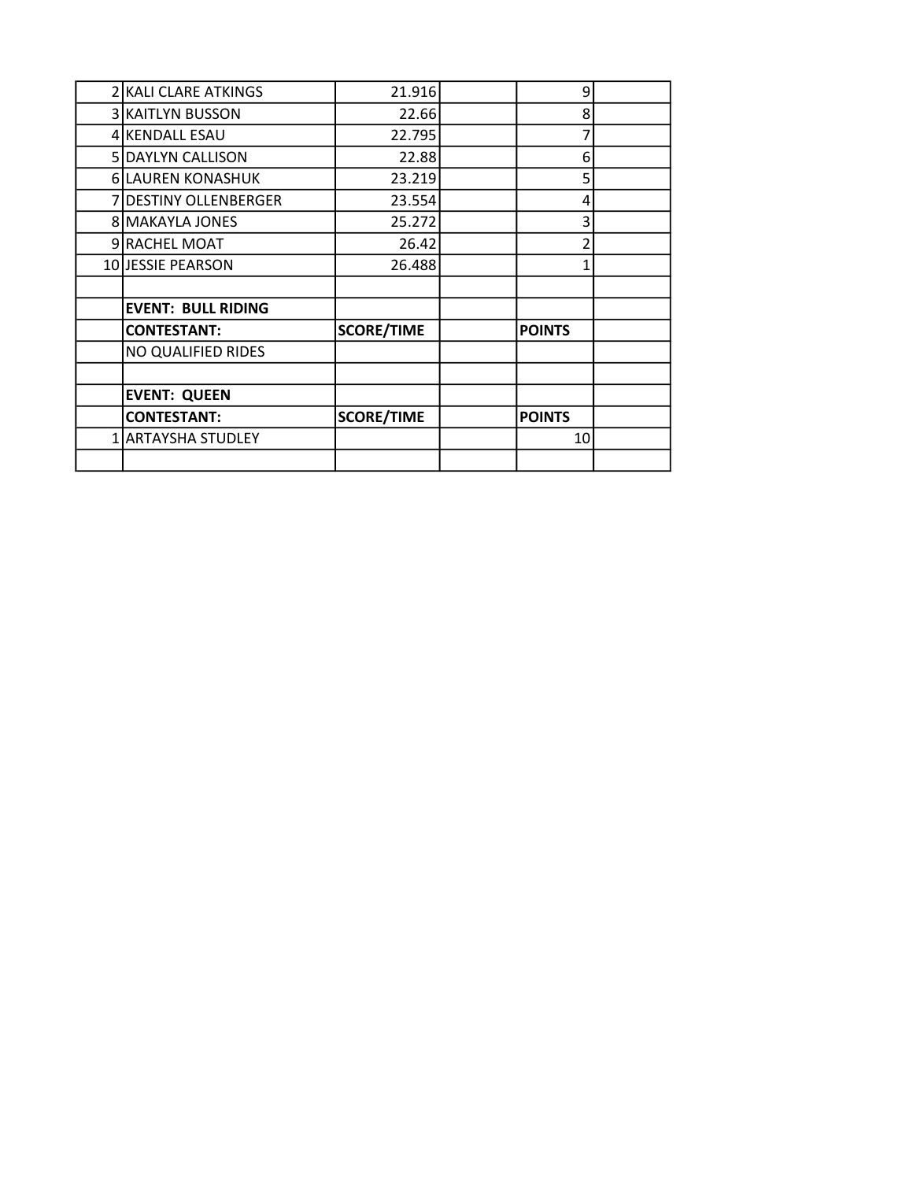| | | | | | |
|---|---|---|---|---|---|
| 2 | KALI CLARE ATKINGS | 21.916 | | 9 | |
| 3 | KAITLYN BUSSON | 22.66 | | 8 | |
| 4 | KENDALL ESAU | 22.795 | | 7 | |
| 5 | DAYLYN CALLISON | 22.88 | | 6 | |
| 6 | LAUREN KONASHUK | 23.219 | | 5 | |
| 7 | DESTINY OLLENBERGER | 23.554 | | 4 | |
| 8 | MAKAYLA JONES | 25.272 | | 3 | |
| 9 | RACHEL MOAT | 26.42 | | 2 | |
| 10 | JESSIE PEARSON | 26.488 | | 1 | |
| | | | | | |
| | **EVENT: BULL RIDING** | | | | |
| | **CONTESTANT:** | **SCORE/TIME** | | **POINTS** | |
| | NO QUALIFIED RIDES | | | | |
| | | | | | |
| | **EVENT: QUEEN** | | | | |
| | **CONTESTANT:** | **SCORE/TIME** | | **POINTS** | |
| 1 | ARTAYSHA STUDLEY | | | 10 | |
| | | | | | |